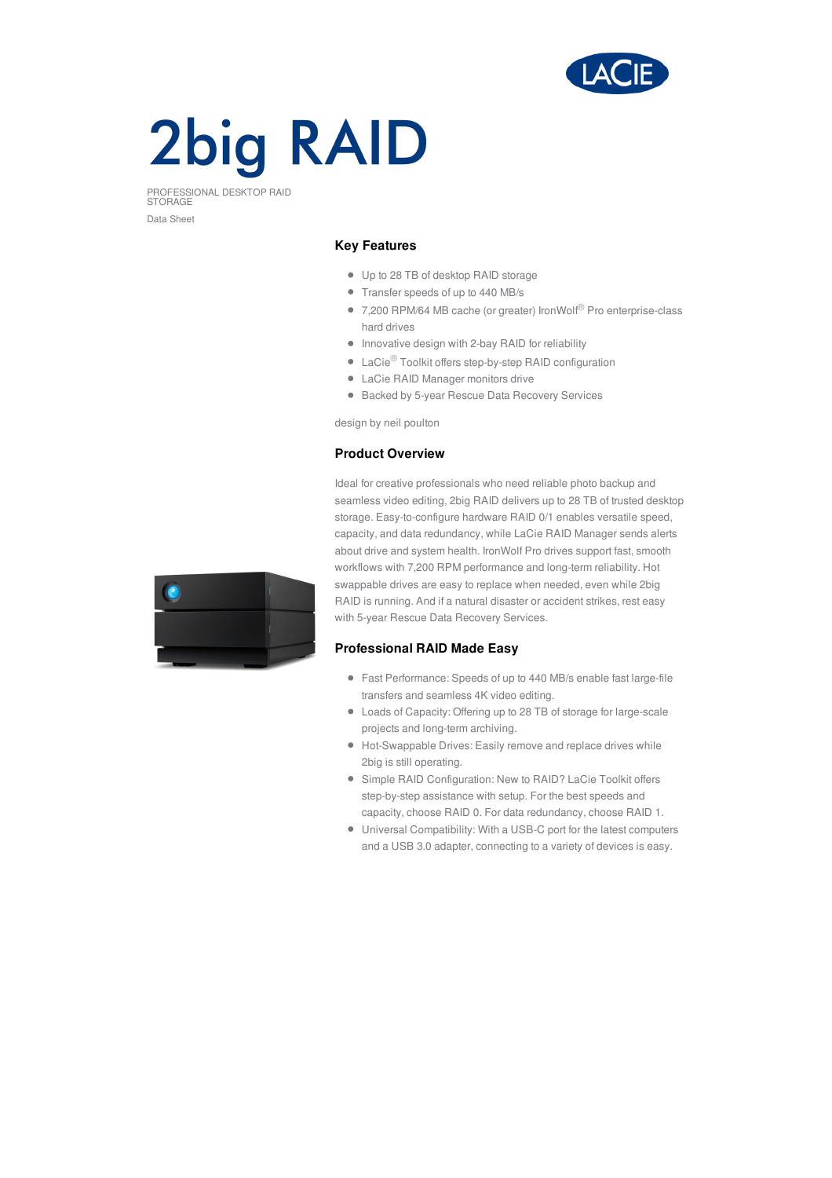# 2big RAID

PROFESSIONAL DESKTOP RAID STORAGE

Data Sheet

## Key Features

- Up to 28 TB of desktop RAID storage
- Transfer speeds of up to 440 MB/s
- 7,200 RPM/64 MB cache (or greater) IronWolf® Pro enterprise-class hard drives
- Innovative design with 2-bay RAID for reliability
- LaCie® Toolkit offers step-by-step RAID configuration
- LaCie RAID Manager monitors drive
- Backed by 5-year Rescue Data Recovery Services

design by neil poulton

## Product Overview

Ideal for creative professionals who need reliable photo backup and seamless video editing, 2big RAID delivers up to 28 TB of trusted desktop storage. Easy-to-configure hardware RAID 0/1 enables versatile speed, capacity, and data redundancy, while LaCie RAID Manager sends alerts about drive and system health. IronWolf Pro drives support fast, smooth workflows with 7,200 RPM performance and long-term reliability. Hot swappable drives are easy to replace when needed, even while 2big RAID is running. And if a natural disaster or accident strikes, rest easy with 5-year Rescue Data Recovery Services.

## Professional RAID Made Easy

- Fast Performance: Speeds of up to 440 MB/s enable fast large-file transfers and seamless 4K video editing.
- Loads of Capacity: Offering up to 28 TB of storage for large-scale projects and long-term archiving.
- Hot-Swappable Drives: Easily remove and replace drives while 2big is still operating.
- Simple RAID Configuration: New to RAID? LaCie Toolkit offers step-by-step assistance with setup. For the best speeds and capacity, choose RAID 0. For data redundancy, choose RAID 1.
- Universal Compatibility: With a USB-C port for the latest computers and a USB 3.0 adapter, connecting to a variety of devices is easy.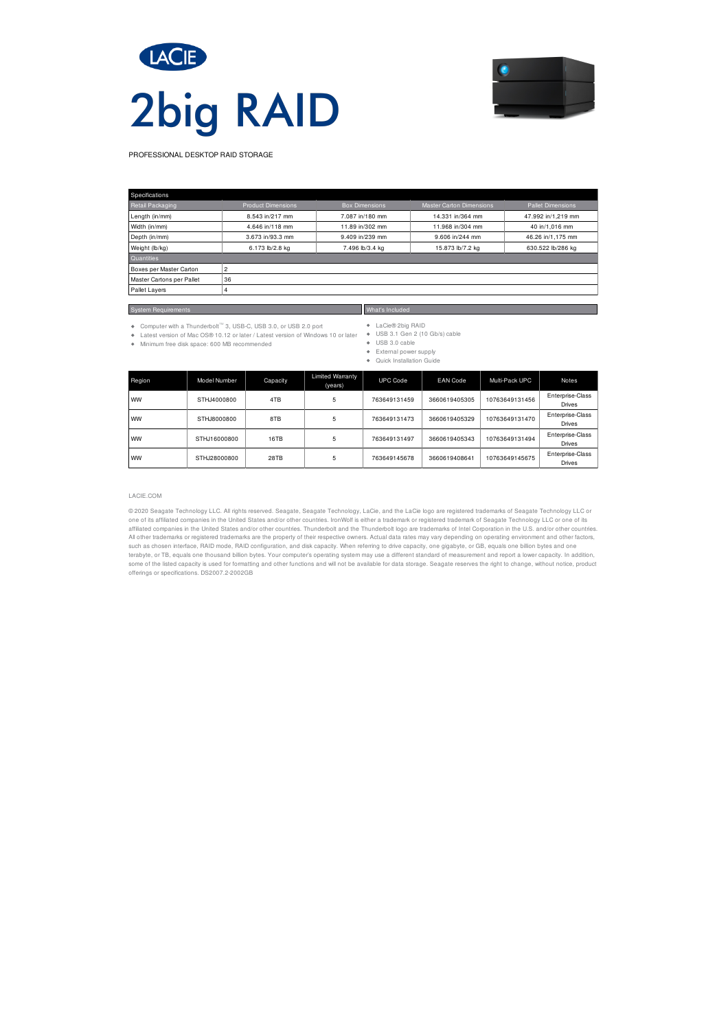# 2big RAID

PROFESSIONAL DESKTOP RAID STORAGE

| Specifications | | | | |
|---|---|---|---|---|
| Retail Packaging | Product Dimensions | Box Dimensions | Master Carton Dimensions | Pallet Dimensions |
| Length (in/mm) | 8.543 in/217 mm | 7.087 in/180 mm | 14.331 in/364 mm | 47.992 in/1,219 mm |
| Width (in/mm) | 4.646 in/118 mm | 11.89 in/302 mm | 11.968 in/304 mm | 40 in/1,016 mm |
| Depth (in/mm) | 3.673 in/93.3 mm | 9.409 in/239 mm | 9.606 in/244 mm | 46.26 in/1,175 mm |
| Weight (lb/kg) | 6.173 lb/2.8 kg | 7.496 lb/3.4 kg | 15.873 lb/7.2 kg | 630.522 lb/286 kg |
| Quantities | | | | |
| Boxes per Master Carton | 2 | | | |
| Master Cartons per Pallet | 36 | | | |
| Pallet Layers | 4 | | | |

## System Requirements

- Computer with a Thunderbolt™ 3, USB-C, USB 3.0, or USB 2.0 port
- Latest version of Mac OS® 10.12 or later / Latest version of Windows 10 or later
- Minimum free disk space: 600 MB recommended

## What's Included

- LaCie® 2big RAID
- USB 3.1 Gen 2 (10 Gb/s) cable
- USB 3.0 cable
- External power supply
- Quick Installation Guide

| Region | Model Number | Capacity | Limited Warranty (years) | UPC Code | EAN Code | Multi-Pack UPC | Notes |
|---|---|---|---|---|---|---|---|
| WW | STHJ4000800 | 4TB | 5 | 763649131459 | 3660619405305 | 10763649131456 | Enterprise-Class Drives |
| WW | STHJ8000800 | 8TB | 5 | 763649131473 | 3660619405329 | 10763649131470 | Enterprise-Class Drives |
| WW | STHJ16000800 | 16TB | 5 | 763649131497 | 3660619405343 | 10763649131494 | Enterprise-Class Drives |
| WW | STHJ28000800 | 28TB | 5 | 763649145678 | 3660619408641 | 10763649145675 | Enterprise-Class Drives |

LACIE.COM

© 2020 Seagate Technology LLC. All rights reserved. Seagate, Seagate Technology, LaCie, and the LaCie logo are registered trademarks of Seagate Technology LLC or one of its affiliated companies in the United States and/or other countries. IronWolf is either a trademark or registered trademark of Seagate Technology LLC or one of its affiliated companies in the United States and/or other countries. Thunderbolt and the Thunderbolt logo are trademarks of Intel Corporation in the U.S. and/or other countries. All other trademarks or registered trademarks are the property of their respective owners. Actual data rates may vary depending on operating environment and other factors, such as chosen interface, RAID mode, RAID configuration, and disk capacity. When referring to drive capacity, one gigabyte, or GB, equals one billion bytes and one terabyte, or TB, equals one thousand billion bytes. Your computer's operating system may use a different standard of measurement and report a lower capacity. In addition, some of the listed capacity is used for formatting and other functions and will not be available for data storage. Seagate reserves the right to change, without notice, product offerings or specifications. DS2007.2-2002GB